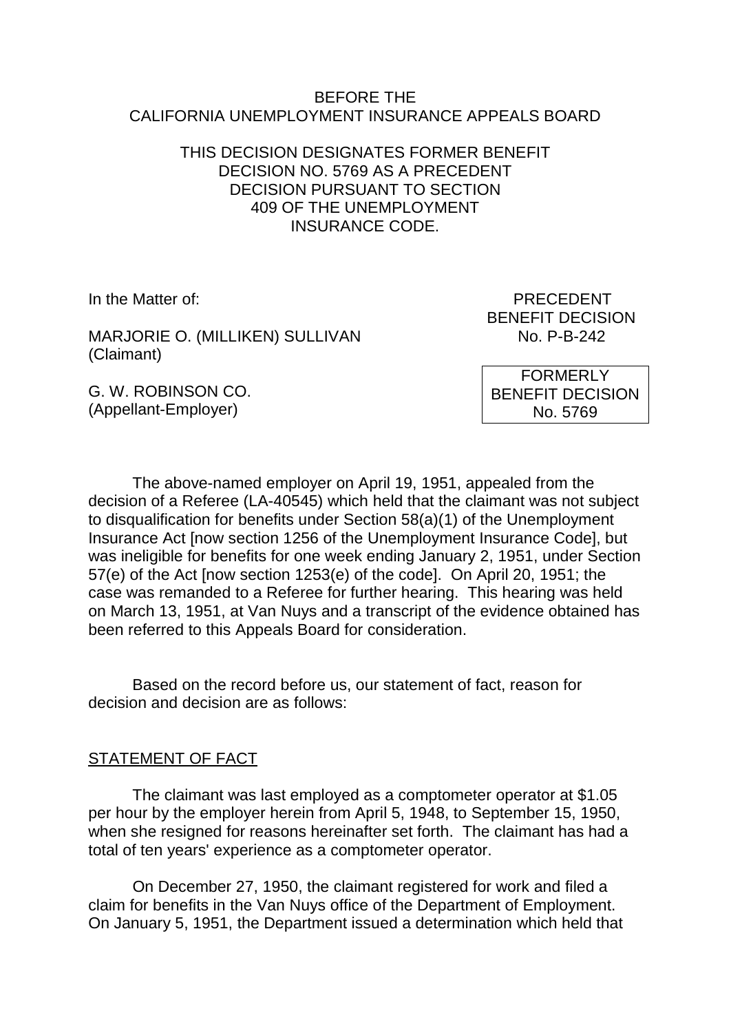BEFORE THE
CALIFORNIA UNEMPLOYMENT INSURANCE APPEALS BOARD

THIS DECISION DESIGNATES FORMER BENEFIT DECISION NO. 5769 AS A PRECEDENT DECISION PURSUANT TO SECTION 409 OF THE UNEMPLOYMENT INSURANCE CODE.

In the Matter of:

MARJORIE O. (MILLIKEN) SULLIVAN
(Claimant)

G. W. ROBINSON CO.
(Appellant-Employer)

PRECEDENT
BENEFIT DECISION
No. P-B-242

FORMERLY
BENEFIT DECISION
No. 5769

The above-named employer on April 19, 1951, appealed from the decision of a Referee (LA-40545) which held that the claimant was not subject to disqualification for benefits under Section 58(a)(1) of the Unemployment Insurance Act [now section 1256 of the Unemployment Insurance Code], but was ineligible for benefits for one week ending January 2, 1951, under Section 57(e) of the Act [now section 1253(e) of the code]. On April 20, 1951; the case was remanded to a Referee for further hearing. This hearing was held on March 13, 1951, at Van Nuys and a transcript of the evidence obtained has been referred to this Appeals Board for consideration.

Based on the record before us, our statement of fact, reason for decision and decision are as follows:

STATEMENT OF FACT

The claimant was last employed as a comptometer operator at $1.05 per hour by the employer herein from April 5, 1948, to September 15, 1950, when she resigned for reasons hereinafter set forth. The claimant has had a total of ten years' experience as a comptometer operator.

On December 27, 1950, the claimant registered for work and filed a claim for benefits in the Van Nuys office of the Department of Employment. On January 5, 1951, the Department issued a determination which held that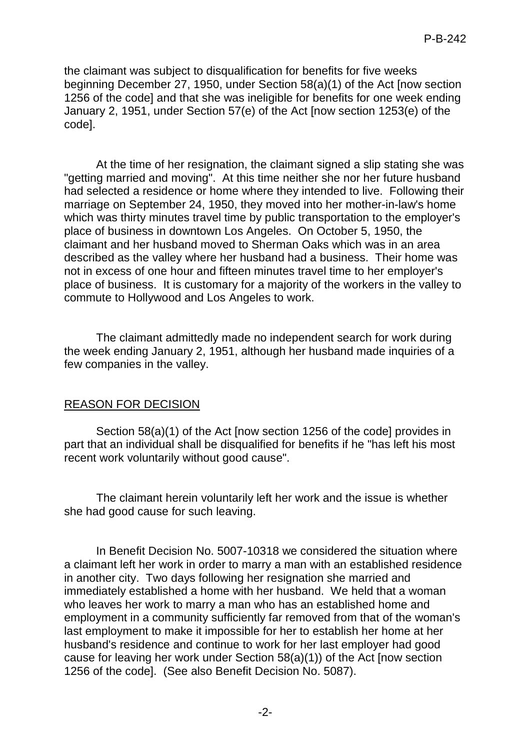the claimant was subject to disqualification for benefits for five weeks beginning December 27, 1950, under Section 58(a)(1) of the Act [now section 1256 of the code] and that she was ineligible for benefits for one week ending January 2, 1951, under Section 57(e) of the Act [now section 1253(e) of the code].

At the time of her resignation, the claimant signed a slip stating she was "getting married and moving". At this time neither she nor her future husband had selected a residence or home where they intended to live. Following their marriage on September 24, 1950, they moved into her mother-in-law's home which was thirty minutes travel time by public transportation to the employer's place of business in downtown Los Angeles. On October 5, 1950, the claimant and her husband moved to Sherman Oaks which was in an area described as the valley where her husband had a business. Their home was not in excess of one hour and fifteen minutes travel time to her employer's place of business. It is customary for a majority of the workers in the valley to commute to Hollywood and Los Angeles to work.

The claimant admittedly made no independent search for work during the week ending January 2, 1951, although her husband made inquiries of a few companies in the valley.

## REASON FOR DECISION

Section 58(a)(1) of the Act [now section 1256 of the code] provides in part that an individual shall be disqualified for benefits if he "has left his most recent work voluntarily without good cause".

The claimant herein voluntarily left her work and the issue is whether she had good cause for such leaving.

In Benefit Decision No. 5007-10318 we considered the situation where a claimant left her work in order to marry a man with an established residence in another city. Two days following her resignation she married and immediately established a home with her husband. We held that a woman who leaves her work to marry a man who has an established home and employment in a community sufficiently far removed from that of the woman's last employment to make it impossible for her to establish her home at her husband's residence and continue to work for her last employer had good cause for leaving her work under Section 58(a)(1)) of the Act [now section 1256 of the code]. (See also Benefit Decision No. 5087).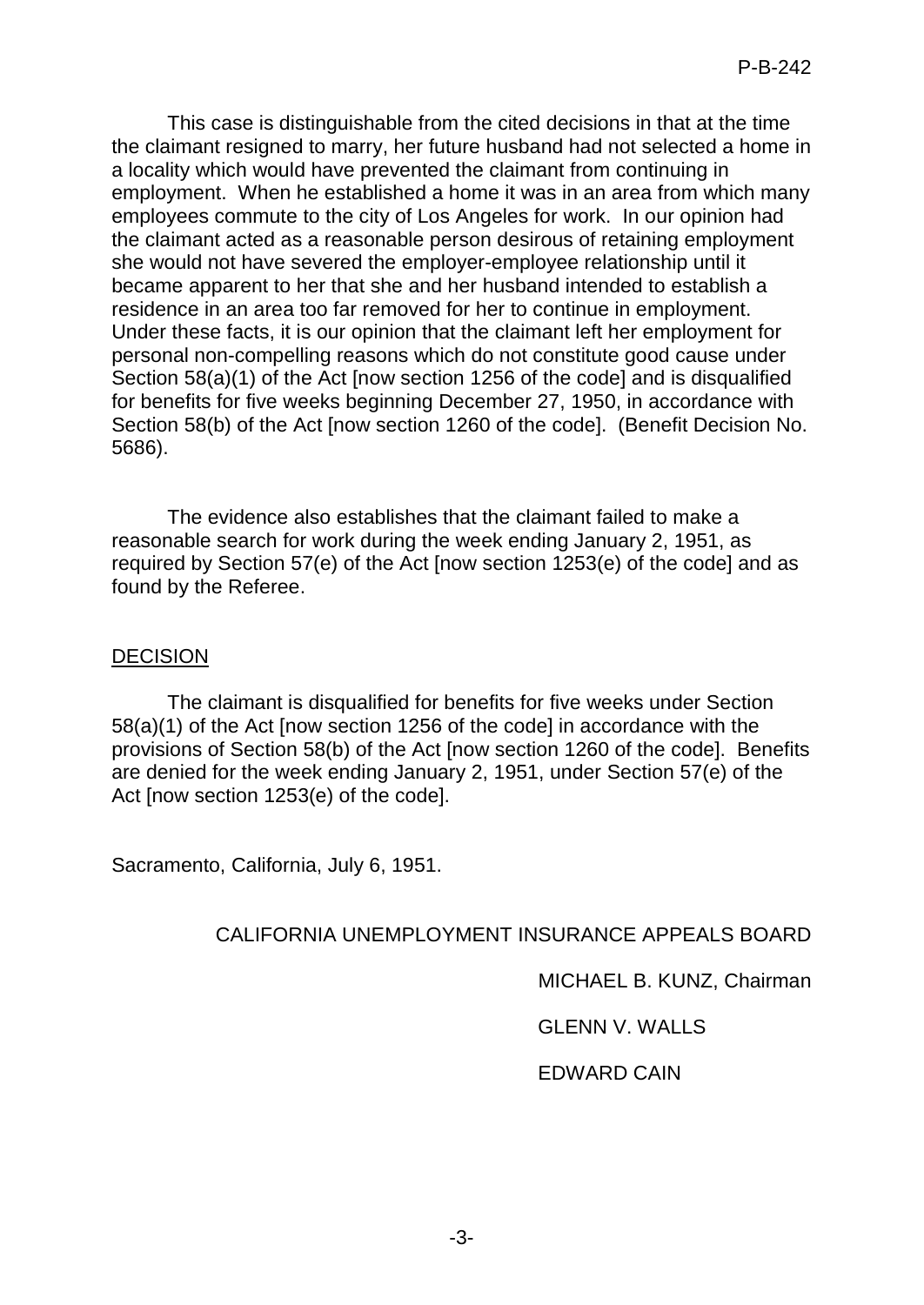This case is distinguishable from the cited decisions in that at the time the claimant resigned to marry, her future husband had not selected a home in a locality which would have prevented the claimant from continuing in employment. When he established a home it was in an area from which many employees commute to the city of Los Angeles for work. In our opinion had the claimant acted as a reasonable person desirous of retaining employment she would not have severed the employer-employee relationship until it became apparent to her that she and her husband intended to establish a residence in an area too far removed for her to continue in employment. Under these facts, it is our opinion that the claimant left her employment for personal non-compelling reasons which do not constitute good cause under Section 58(a)(1) of the Act [now section 1256 of the code] and is disqualified for benefits for five weeks beginning December 27, 1950, in accordance with Section 58(b) of the Act [now section 1260 of the code]. (Benefit Decision No. 5686).

The evidence also establishes that the claimant failed to make a reasonable search for work during the week ending January 2, 1951, as required by Section 57(e) of the Act [now section 1253(e) of the code] and as found by the Referee.

## DECISION

The claimant is disqualified for benefits for five weeks under Section 58(a)(1) of the Act [now section 1256 of the code] in accordance with the provisions of Section 58(b) of the Act [now section 1260 of the code]. Benefits are denied for the week ending January 2, 1951, under Section 57(e) of the Act [now section 1253(e) of the code].

Sacramento, California, July 6, 1951.

CALIFORNIA UNEMPLOYMENT INSURANCE APPEALS BOARD

MICHAEL B. KUNZ, Chairman

GLENN V. WALLS

EDWARD CAIN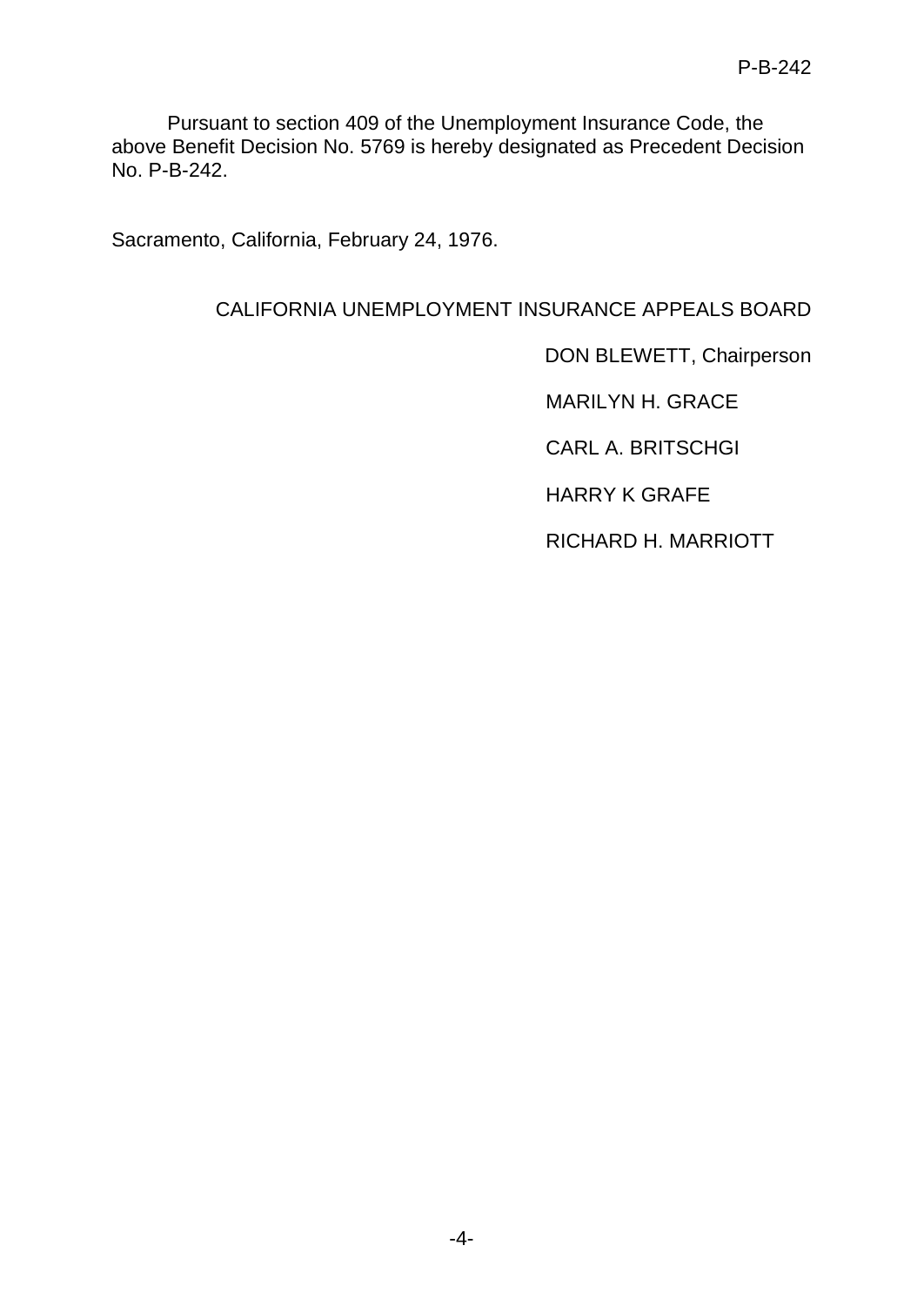Pursuant to section 409 of the Unemployment Insurance Code, the above Benefit Decision No. 5769 is hereby designated as Precedent Decision No. P-B-242.

Sacramento, California, February 24, 1976.

CALIFORNIA UNEMPLOYMENT INSURANCE APPEALS BOARD

DON BLEWETT, Chairperson

MARILYN H. GRACE

CARL A. BRITSCHGI

HARRY K GRAFE

RICHARD H. MARRIOTT